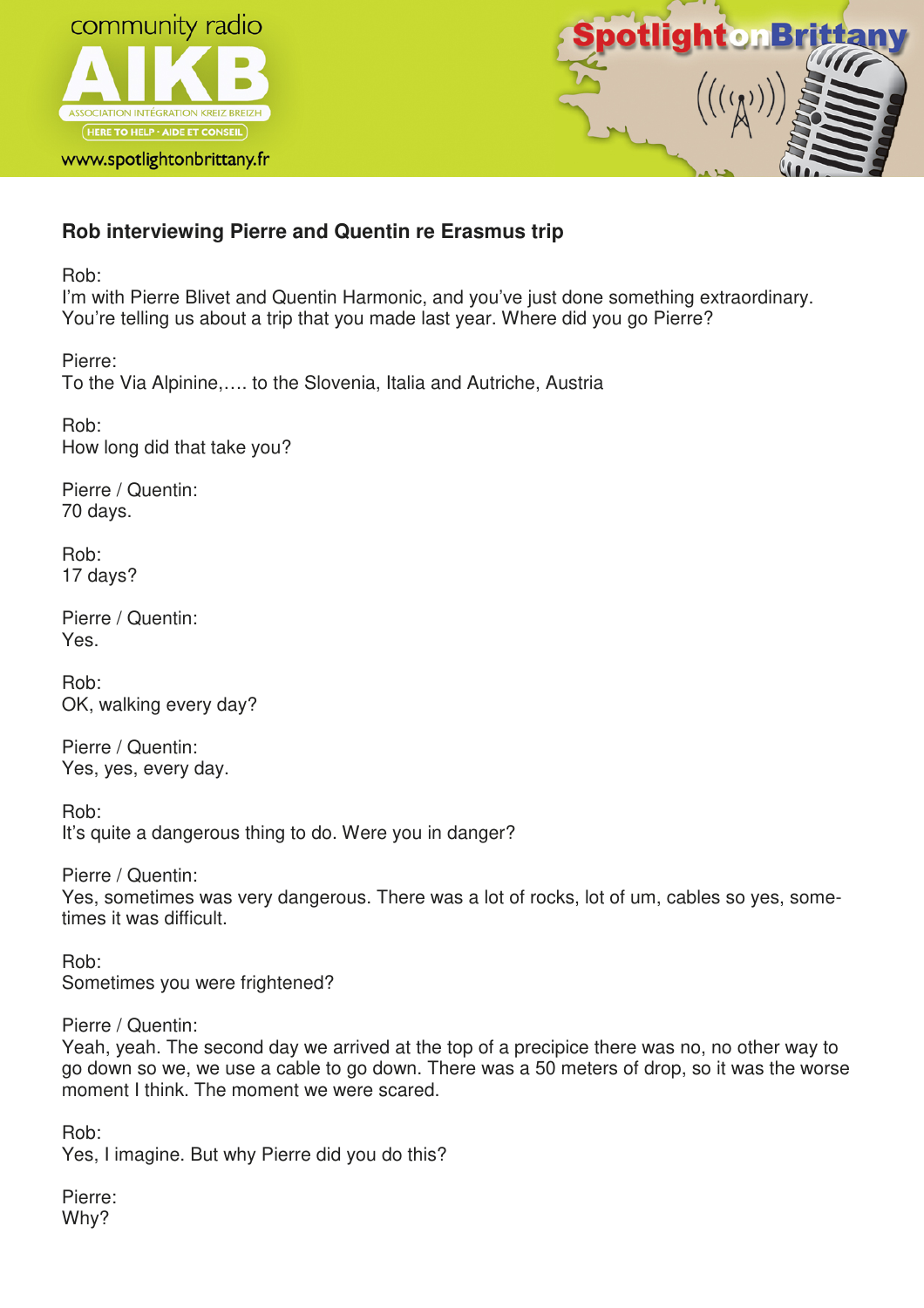**Rob interviewing Pierre and Quentin re Erasmus trip**

Rob:
I'm with Pierre Blivet and Quentin Harmonic, and you've just done something extraordinary. You're telling us about a trip that you made last year. Where did you go Pierre?

Pierre:
To the Via Alpinine,…. to the Slovenia, Italia and Autriche, Austria

Rob:
How long did that take you?

Pierre / Quentin:
70 days.

Rob:
17 days?

Pierre / Quentin:
Yes.

Rob:
OK, walking every day?

Pierre / Quentin:
Yes, yes, every day.

Rob:
It's quite a dangerous thing to do. Were you in danger?

Pierre / Quentin:
Yes, sometimes was very dangerous. There was a lot of rocks, lot of um, cables so yes, sometimes it was difficult.

Rob:
Sometimes you were frightened?

Pierre / Quentin:
Yeah, yeah. The second day we arrived at the top of a precipice there was no, no other way to go down so we, we use a cable to go down. There was a 50 meters of drop, so it was the worse moment I think. The moment we were scared.

Rob:
Yes, I imagine. But why Pierre did you do this?

Pierre:
Why?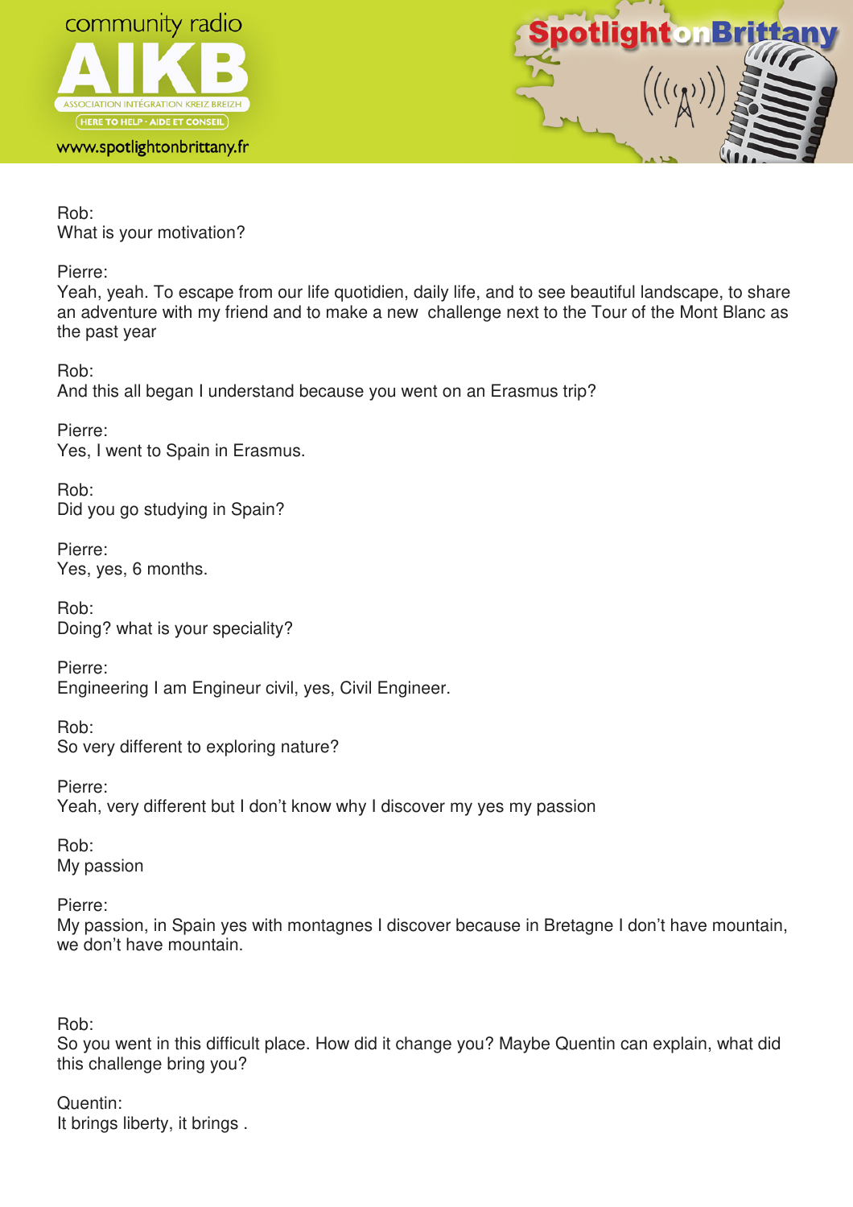Rob:
What is your motivation?

Pierre:
Yeah, yeah. To escape from our life quotidien, daily life, and to see beautiful landscape, to share an adventure with my friend and to make a new challenge next to the Tour of the Mont Blanc as the past year

Rob:
And this all began I understand because you went on an Erasmus trip?

Pierre:
Yes, I went to Spain in Erasmus.

Rob:
Did you go studying in Spain?

Pierre:
Yes, yes, 6 months.

Rob:
Doing? what is your speciality?

Pierre:
Engineering I am Engineur civil, yes, Civil Engineer.

Rob:
So very different to exploring nature?

Pierre:
Yeah, very different but I don't know why I discover my yes my passion

Rob:
My passion

Pierre:
My passion, in Spain yes with montagnes I discover because in Bretagne I don't have mountain, we don't have mountain.

Rob:
So you went in this difficult place. How did it change you? Maybe Quentin can explain, what did this challenge bring you?

Quentin:
It brings liberty, it brings .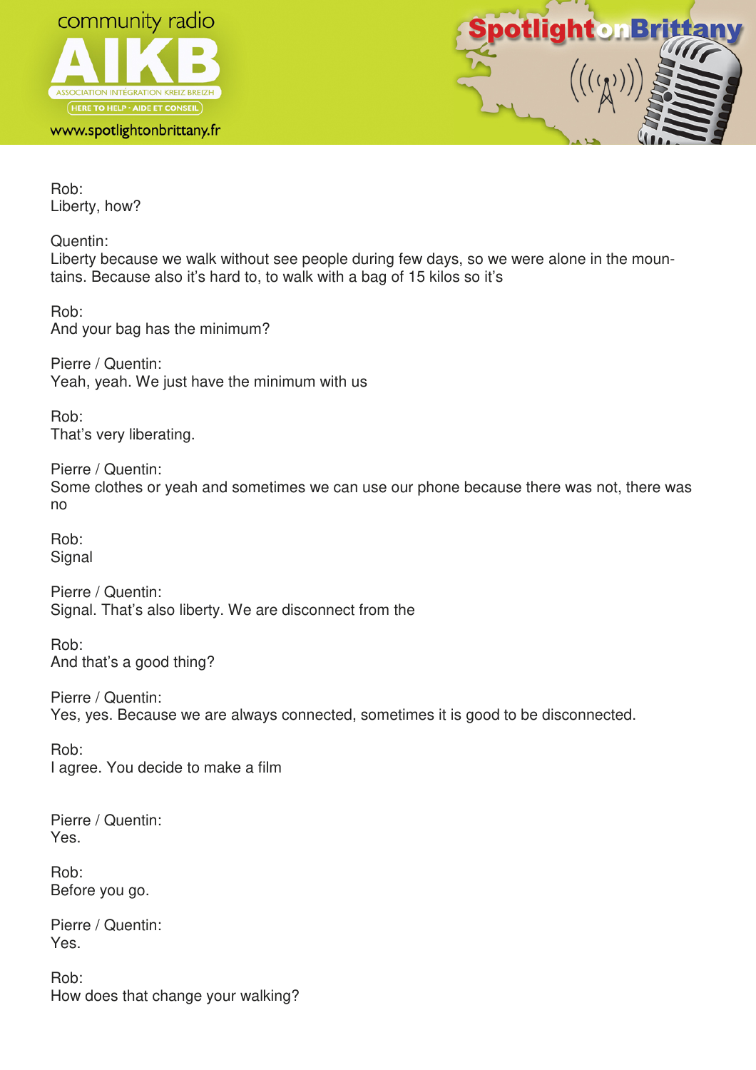Rob:
Liberty, how?

Quentin:
Liberty because we walk without see people during few days, so we were alone in the mountains. Because also it's hard to, to walk with a bag of 15 kilos so it's

Rob:
And your bag has the minimum?

Pierre / Quentin:
Yeah, yeah. We just have the minimum with us

Rob:
That's very liberating.

Pierre / Quentin:
Some clothes or yeah and sometimes we can use our phone because there was not, there was no

Rob:
Signal

Pierre / Quentin:
Signal. That's also liberty. We are disconnect from the

Rob:
And that's a good thing?

Pierre / Quentin:
Yes, yes. Because we are always connected, sometimes it is good to be disconnected.

Rob:
I agree. You decide to make a film

Pierre / Quentin:
Yes.

Rob:
Before you go.

Pierre / Quentin:
Yes.

Rob:
How does that change your walking?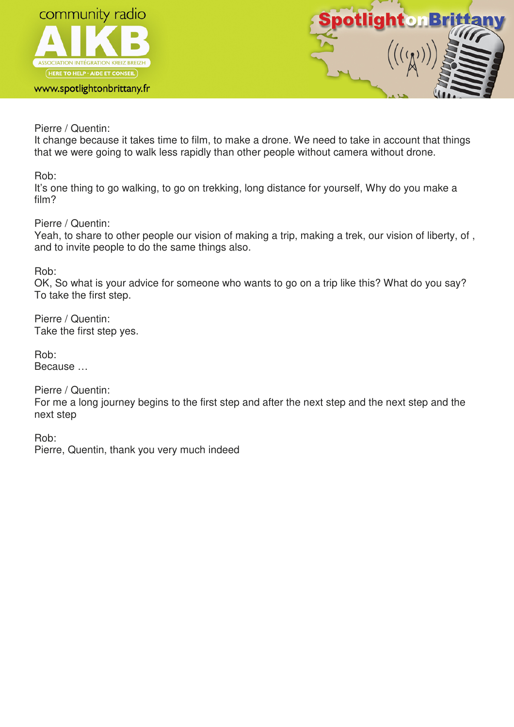Pierre / Quentin:
It change because it takes time to film, to make a drone. We need to take in account that things that we were going to walk less rapidly than other people without camera without drone.

Rob:
It's one thing to go walking, to go on trekking, long distance for yourself, Why do you make a film?

Pierre / Quentin:
Yeah, to share to other people our vision of making a trip, making a trek, our vision of liberty, of , and to invite people to do the same things also.

Rob:
OK, So what is your advice for someone who wants to go on a trip like this? What do you say? To take the first step.

Pierre / Quentin:
Take the first step yes.

Rob:
Because …

Pierre / Quentin:
For me a long journey begins to the first step and after the next step and the next step and the next step

Rob:
Pierre, Quentin, thank you very much indeed